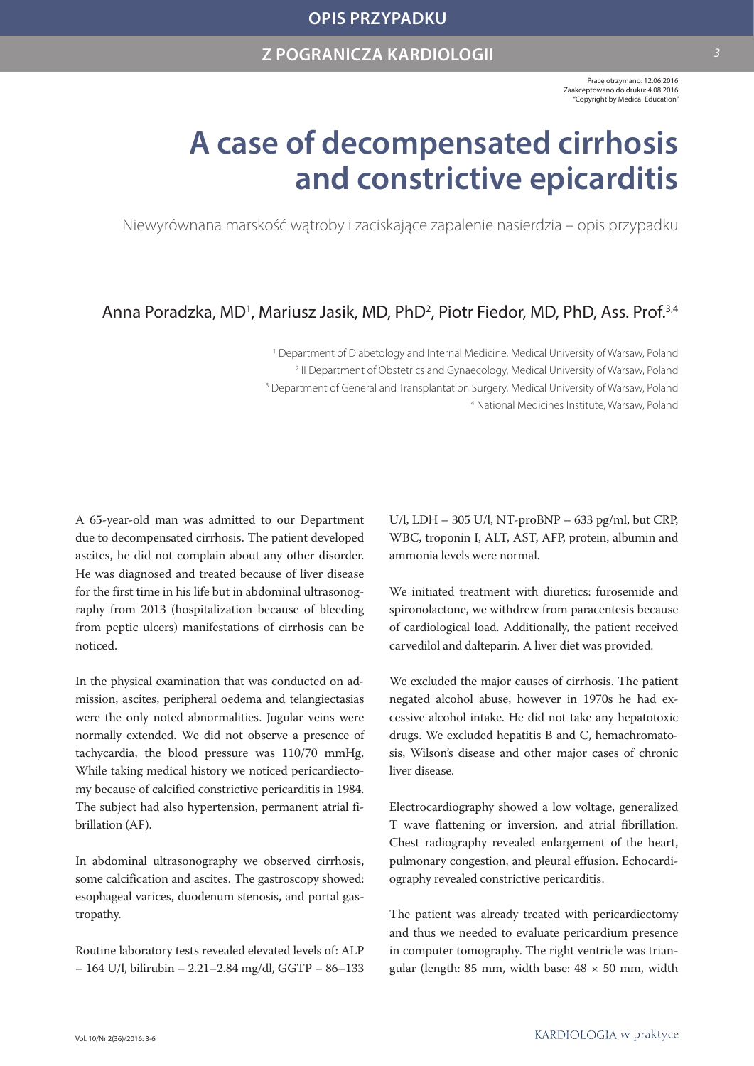OPIS PRZYPADKU

Z POGRANICZA KARDIOLOGII

Pracę otrzymano: 12.06.2016
Zaakceptowano do druku: 4.08.2016
"Copyright by Medical Education"

# A case of decompensated cirrhosis and constrictive epicarditis

Niewyrównana marskość wątroby i zaciskające zapalenie nasierdzia – opis przypadku

Anna Poradzka, MD[1], Mariusz Jasik, MD, PhD[2], Piotr Fiedor, MD, PhD, Ass. Prof.[3,4]

[1] Department of Diabetology and Internal Medicine, Medical University of Warsaw, Poland
[2] II Department of Obstetrics and Gynaecology, Medical University of Warsaw, Poland
[3] Department of General and Transplantation Surgery, Medical University of Warsaw, Poland
[4] National Medicines Institute, Warsaw, Poland

A 65-year-old man was admitted to our Department due to decompensated cirrhosis. The patient developed ascites, he did not complain about any other disorder. He was diagnosed and treated because of liver disease for the first time in his life but in abdominal ultrasonography from 2013 (hospitalization because of bleeding from peptic ulcers) manifestations of cirrhosis can be noticed.

In the physical examination that was conducted on admission, ascites, peripheral oedema and telangiectasias were the only noted abnormalities. Jugular veins were normally extended. We did not observe a presence of tachycardia, the blood pressure was 110/70 mmHg. While taking medical history we noticed pericardiectomy because of calcified constrictive pericarditis in 1984. The subject had also hypertension, permanent atrial fibrillation (AF).

In abdominal ultrasonography we observed cirrhosis, some calcification and ascites. The gastroscopy showed: esophageal varices, duodenum stenosis, and portal gastropathy.

Routine laboratory tests revealed elevated levels of: ALP – 164 U/l, bilirubin – 2.21–2.84 mg/dl, GGTP – 86–133 U/l, LDH – 305 U/l, NT-proBNP – 633 pg/ml, but CRP, WBC, troponin I, ALT, AST, AFP, protein, albumin and ammonia levels were normal.

We initiated treatment with diuretics: furosemide and spironolactone, we withdrew from paracentesis because of cardiological load. Additionally, the patient received carvedilol and dalteparin. A liver diet was provided.

We excluded the major causes of cirrhosis. The patient negated alcohol abuse, however in 1970s he had excessive alcohol intake. He did not take any hepatotoxic drugs. We excluded hepatitis B and C, hemachromatosis, Wilson's disease and other major cases of chronic liver disease.

Electrocardiography showed a low voltage, generalized T wave flattening or inversion, and atrial fibrillation. Chest radiography revealed enlargement of the heart, pulmonary congestion, and pleural effusion. Echocardiography revealed constrictive pericarditis.

The patient was already treated with pericardiectomy and thus we needed to evaluate pericardium presence in computer tomography. The right ventricle was triangular (length: 85 mm, width base: 48 × 50 mm, width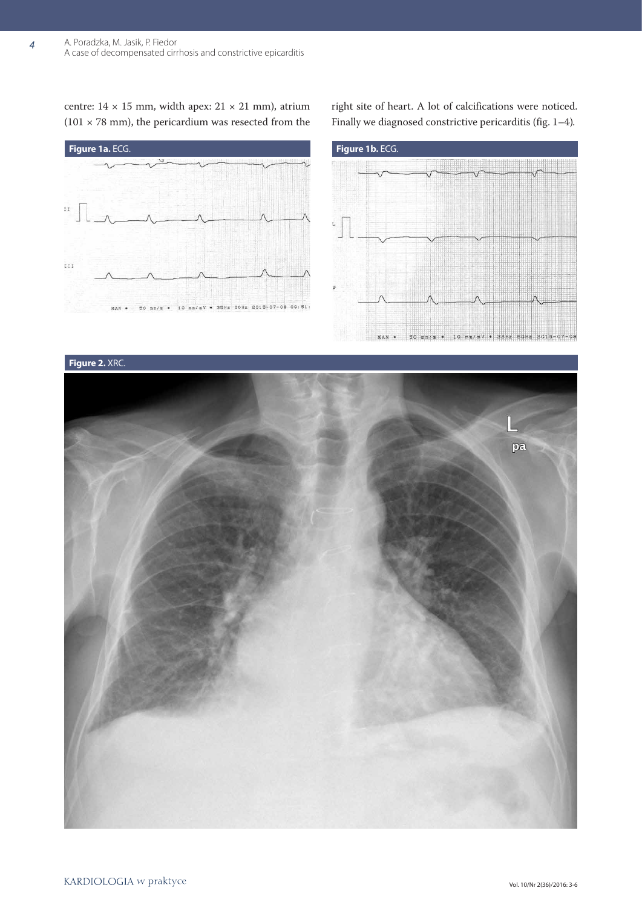centre: 14 × 15 mm, width apex: 21 × 21 mm), atrium (101 × 78 mm), the pericardium was resected from the right site of heart. A lot of calcifications were noticed. Finally we diagnosed constrictive pericarditis (fig. 1–4).

**Figure 1a.** ECG.

**Figure 1b.** ECG.

**Figure 2.** XRC.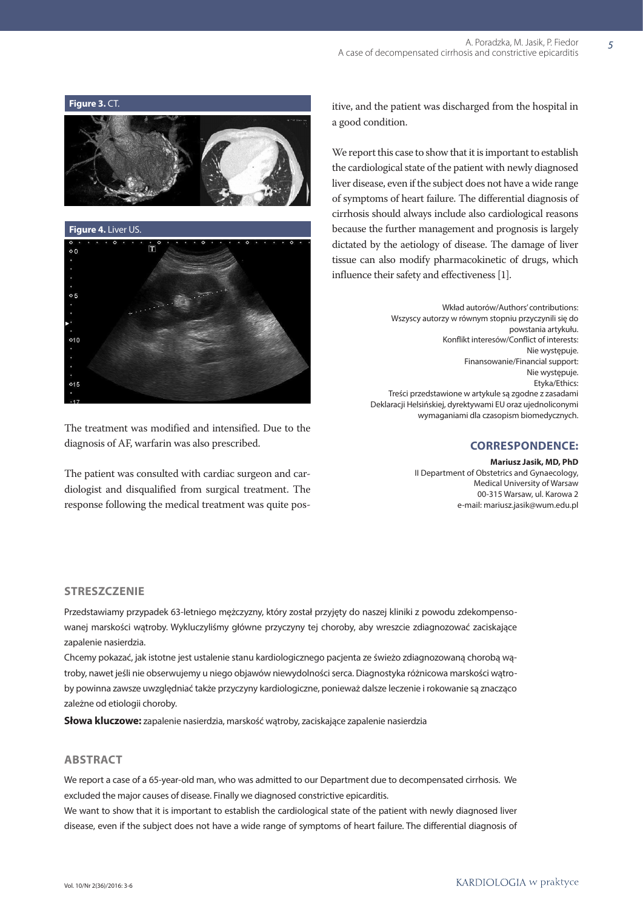**Figure 3.** CT.

**Figure 4.** Liver US.

The treatment was modified and intensified. Due to the diagnosis of AF, warfarin was also prescribed.

The patient was consulted with cardiac surgeon and cardiologist and disqualified from surgical treatment. The response following the medical treatment was quite positive, and the patient was discharged from the hospital in a good condition.

We report this case to show that it is important to establish the cardiological state of the patient with newly diagnosed liver disease, even if the subject does not have a wide range of symptoms of heart failure. The differential diagnosis of cirrhosis should always include also cardiological reasons because the further management and prognosis is largely dictated by the aetiology of disease. The damage of liver tissue can also modify pharmacokinetic of drugs, which influence their safety and effectiveness [1].

Wkład autorów/Authors' contributions:
Wszyscy autorzy w równym stopniu przyczynili się do powstania artykułu.
Konflikt interesów/Conflict of interests:
Nie występuje.
Finansowanie/Financial support:
Nie występuje.
Etyka/Ethics:
Treści przedstawione w artykule są zgodne z zasadami Deklaracji Helsińskiej, dyrektywami EU oraz ujednoliconymi wymaganiami dla czasopism biomedycznych.

## CORRESPONDENCE:

**Mariusz Jasik, MD, PhD**
II Department of Obstetrics and Gynaecology,
Medical University of Warsaw
00-315 Warsaw, ul. Karowa 2
e-mail: mariusz.jasik@wum.edu.pl

## STRESZCZENIE

Przedstawiamy przypadek 63-letniego mężczyzny, który został przyjęty do naszej kliniki z powodu zdekompensowanej marskości wątroby. Wykluczyliśmy główne przyczyny tej choroby, aby wreszcie zdiagnozować zaciskające zapalenie nasierdzia.

Chcemy pokazać, jak istotne jest ustalenie stanu kardiologicznego pacjenta ze świeżo zdiagnozowaną chorobą wątroby, nawet jeśli nie obserwujemy u niego objawów niewydolności serca. Diagnostyka różnicowa marskości wątroby powinna zawsze uwzględniać także przyczyny kardiologiczne, ponieważ dalsze leczenie i rokowanie są znacząco zależne od etiologii choroby.

**Słowa kluczowe:** zapalenie nasierdzia, marskość wątroby, zaciskające zapalenie nasierdzia

## ABSTRACT

We report a case of a 65-year-old man, who was admitted to our Department due to decompensated cirrhosis. We excluded the major causes of disease. Finally we diagnosed constrictive epicarditis.

We want to show that it is important to establish the cardiological state of the patient with newly diagnosed liver disease, even if the subject does not have a wide range of symptoms of heart failure. The differential diagnosis of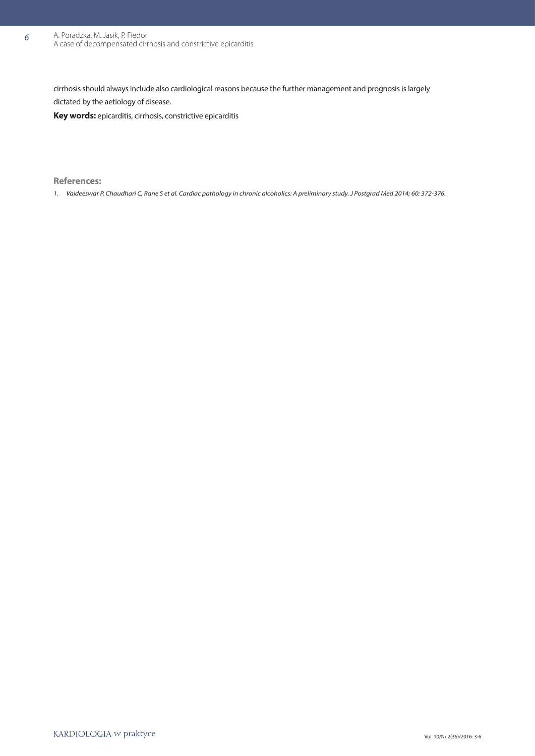cirrhosis should always include also cardiological reasons because the further management and prognosis is largely dictated by the aetiology of disease.

**Key words:** epicarditis, cirrhosis, constrictive epicarditis

## References:

1. *Vaideeswar P, Chaudhari C, Rane S et al. Cardiac pathology in chronic alcoholics: A preliminary study. J Postgrad Med 2014; 60: 372-376.*